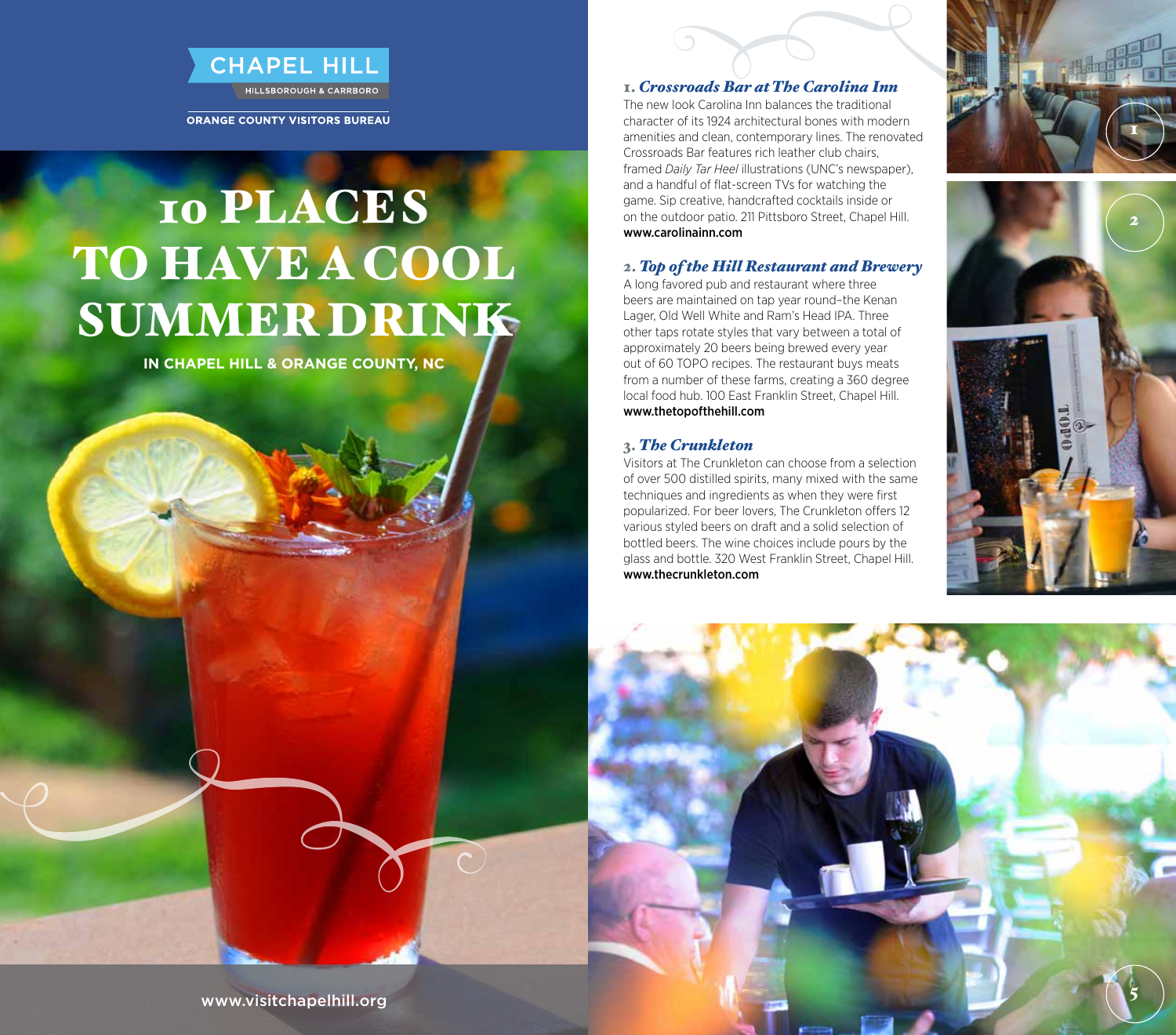CHAPEL HILL

HILLSBOROUGH & CARRBORO

ORANGE COUNTY VISITORS BUREAU

# 10 PLACES TO HAVE A COOL SUMMER DRINK

IN CHAPEL HILL & ORANGE COUNTY, NC

www.visitchapelhill.org

## 1. *Crossroads Bar at The Carolina Inn*

The new look Carolina Inn balances the traditional character of its 1924 architectural bones with modern amenities and clean, contemporary lines. The renovated Crossroads Bar features rich leather club chairs, framed *Daily Tar Heel* illustrations (UNC's newspaper), and a handful of flat-screen TVs for watching the game. Sip creative, handcrafted cocktails inside or on the outdoor patio. 211 Pittsboro Street, Chapel Hill.
**www.carolinainn.com**

## 2. *Top of the Hill Restaurant and Brewery*

A long favored pub and restaurant where three beers are maintained on tap year round–the Kenan Lager, Old Well White and Ram's Head IPA. Three other taps rotate styles that vary between a total of approximately 20 beers being brewed every year out of 60 TOPO recipes. The restaurant buys meats from a number of these farms, creating a 360 degree local food hub. 100 East Franklin Street, Chapel Hill.
**www.thetopofthehill.com**

## 3. *The Crunkleton*

Visitors at The Crunkleton can choose from a selection of over 500 distilled spirits, many mixed with the same techniques and ingredients as when they were first popularized. For beer lovers, The Crunkleton offers 12 various styled beers on draft and a solid selection of bottled beers. The wine choices include pours by the glass and bottle. 320 West Franklin Street, Chapel Hill.
**www.thecrunkleton.com**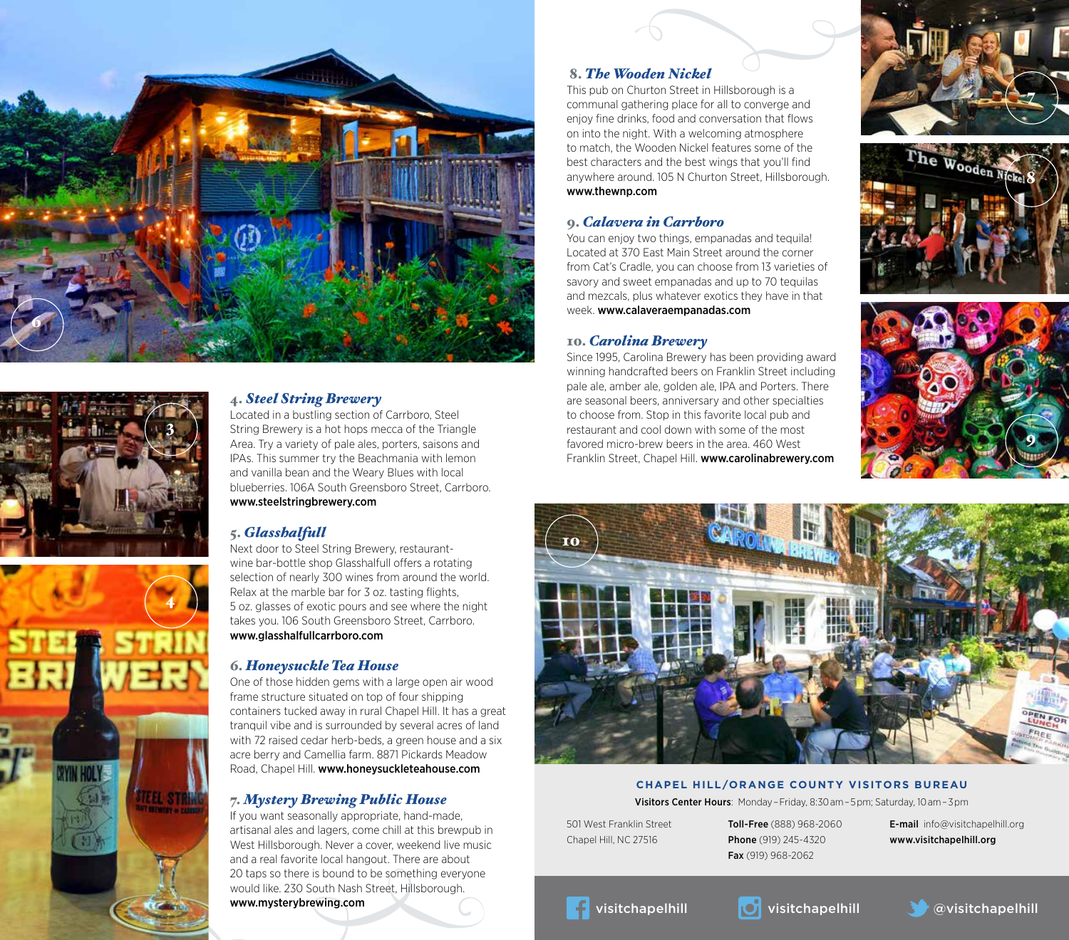### 4. *Steel String Brewery*

Located in a bustling section of Carrboro, Steel String Brewery is a hot hops mecca of the Triangle Area. Try a variety of pale ales, porters, saisons and IPAs. This summer try the Beachmania with lemon and vanilla bean and the Weary Blues with local blueberries. 106A South Greensboro Street, Carrboro. **www.steelstringbrewery.com**

### 5. *Glasshalfull*

Next door to Steel String Brewery, restaurant-wine bar-bottle shop Glasshalfull offers a rotating selection of nearly 300 wines from around the world. Relax at the marble bar for 3 oz. tasting flights, 5 oz. glasses of exotic pours and see where the night takes you. 106 South Greensboro Street, Carrboro. **www.glasshalfullcarrboro.com**

### 6. *Honeysuckle Tea House*

One of those hidden gems with a large open air wood frame structure situated on top of four shipping containers tucked away in rural Chapel Hill. It has a great tranquil vibe and is surrounded by several acres of land with 72 raised cedar herb-beds, a green house and a six acre berry and Camellia farm. 8871 Pickards Meadow Road, Chapel Hill. **www.honeysuckleteahouse.com**

### 7. *Mystery Brewing Public House*

If you want seasonally appropriate, hand-made, artisanal ales and lagers, come chill at this brewpub in West Hillsborough. Never a cover, weekend live music and a real favorite local hangout. There are about 20 taps so there is bound to be something everyone would like. 230 South Nash Street, Hillsborough. **www.mysterybrewing.com**

### 8. *The Wooden Nickel*

This pub on Churton Street in Hillsborough is a communal gathering place for all to converge and enjoy fine drinks, food and conversation that flows on into the night. With a welcoming atmosphere to match, the Wooden Nickel features some of the best characters and the best wings that you'll find anywhere around. 105 N Churton Street, Hillsborough. **www.thewnp.com**

### 9. *Calavera in Carrboro*

You can enjoy two things, empanadas and tequila! Located at 370 East Main Street around the corner from Cat's Cradle, you can choose from 13 varieties of savory and sweet empanadas and up to 70 tequilas and mezcals, plus whatever exotics they have in that week. **www.calaveraempanadas.com**

### 10. *Carolina Brewery*

Since 1995, Carolina Brewery has been providing award winning handcrafted beers on Franklin Street including pale ale, amber ale, golden ale, IPA and Porters. There are seasonal beers, anniversary and other specialties to choose from. Stop in this favorite local pub and restaurant and cool down with some of the most favored micro-brew beers in the area. 460 West Franklin Street, Chapel Hill. **www.carolinabrewery.com**

## CHAPEL HILL/ORANGE COUNTY VISITORS BUREAU

**Visitors Center Hours**: Monday–Friday, 8:30am–5pm; Saturday, 10am–3pm

501 West Franklin Street
Chapel Hill, NC 27516

**Toll-Free** (888) 968-2060
**Phone** (919) 245-4320
**Fax** (919) 968-2062

**E-mail** info@visitchapelhill.org
**www.visitchapelhill.org**

visitchapelhill visitchapelhill @visitchapelhill